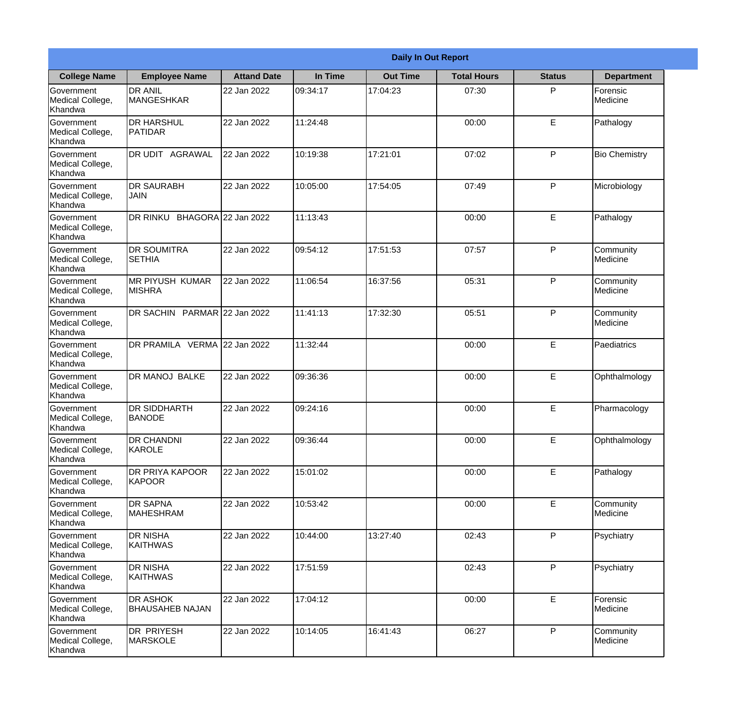| Daily In Out Report | | | | | | | |
|---|---|---|---|---|---|---|---|
| **College Name** | **Employee Name** | **Attand Date** | **In Time** | **Out Time** | **Total Hours** | **Status** | **Department** |
| Government Medical College, Khandwa | DR ANIL MANGESHKAR | 22 Jan 2022 | 09:34:17 | 17:04:23 | 07:30 | P | Forensic Medicine |
| Government Medical College, Khandwa | DR HARSHUL PATIDAR | 22 Jan 2022 | 11:24:48 | | 00:00 | E | Pathalogy |
| Government Medical College, Khandwa | DR UDIT AGRAWAL | 22 Jan 2022 | 10:19:38 | 17:21:01 | 07:02 | P | Bio Chemistry |
| Government Medical College, Khandwa | DR SAURABH JAIN | 22 Jan 2022 | 10:05:00 | 17:54:05 | 07:49 | P | Microbiology |
| Government Medical College, Khandwa | DR RINKU BHAGORA | 22 Jan 2022 | 11:13:43 | | 00:00 | E | Pathalogy |
| Government Medical College, Khandwa | DR SOUMITRA SETHIA | 22 Jan 2022 | 09:54:12 | 17:51:53 | 07:57 | P | Community Medicine |
| Government Medical College, Khandwa | MR PIYUSH KUMAR MISHRA | 22 Jan 2022 | 11:06:54 | 16:37:56 | 05:31 | P | Community Medicine |
| Government Medical College, Khandwa | DR SACHIN PARMAR | 22 Jan 2022 | 11:41:13 | 17:32:30 | 05:51 | P | Community Medicine |
| Government Medical College, Khandwa | DR PRAMILA VERMA | 22 Jan 2022 | 11:32:44 | | 00:00 | E | Paediatrics |
| Government Medical College, Khandwa | DR MANOJ BALKE | 22 Jan 2022 | 09:36:36 | | 00:00 | E | Ophthalmology |
| Government Medical College, Khandwa | DR SIDDHARTH BANODE | 22 Jan 2022 | 09:24:16 | | 00:00 | E | Pharmacology |
| Government Medical College, Khandwa | DR CHANDNI KAROLE | 22 Jan 2022 | 09:36:44 | | 00:00 | E | Ophthalmology |
| Government Medical College, Khandwa | DR PRIYA KAPOOR KAPOOR | 22 Jan 2022 | 15:01:02 | | 00:00 | E | Pathalogy |
| Government Medical College, Khandwa | DR SAPNA MAHESHRAM | 22 Jan 2022 | 10:53:42 | | 00:00 | E | Community Medicine |
| Government Medical College, Khandwa | DR NISHA KAITHWAS | 22 Jan 2022 | 10:44:00 | 13:27:40 | 02:43 | P | Psychiatry |
| Government Medical College, Khandwa | DR NISHA KAITHWAS | 22 Jan 2022 | 17:51:59 | | 02:43 | P | Psychiatry |
| Government Medical College, Khandwa | DR ASHOK BHAUSAHEB NAJAN | 22 Jan 2022 | 17:04:12 | | 00:00 | E | Forensic Medicine |
| Government Medical College, Khandwa | DR PRIYESH MARSKOLE | 22 Jan 2022 | 10:14:05 | 16:41:43 | 06:27 | P | Community Medicine |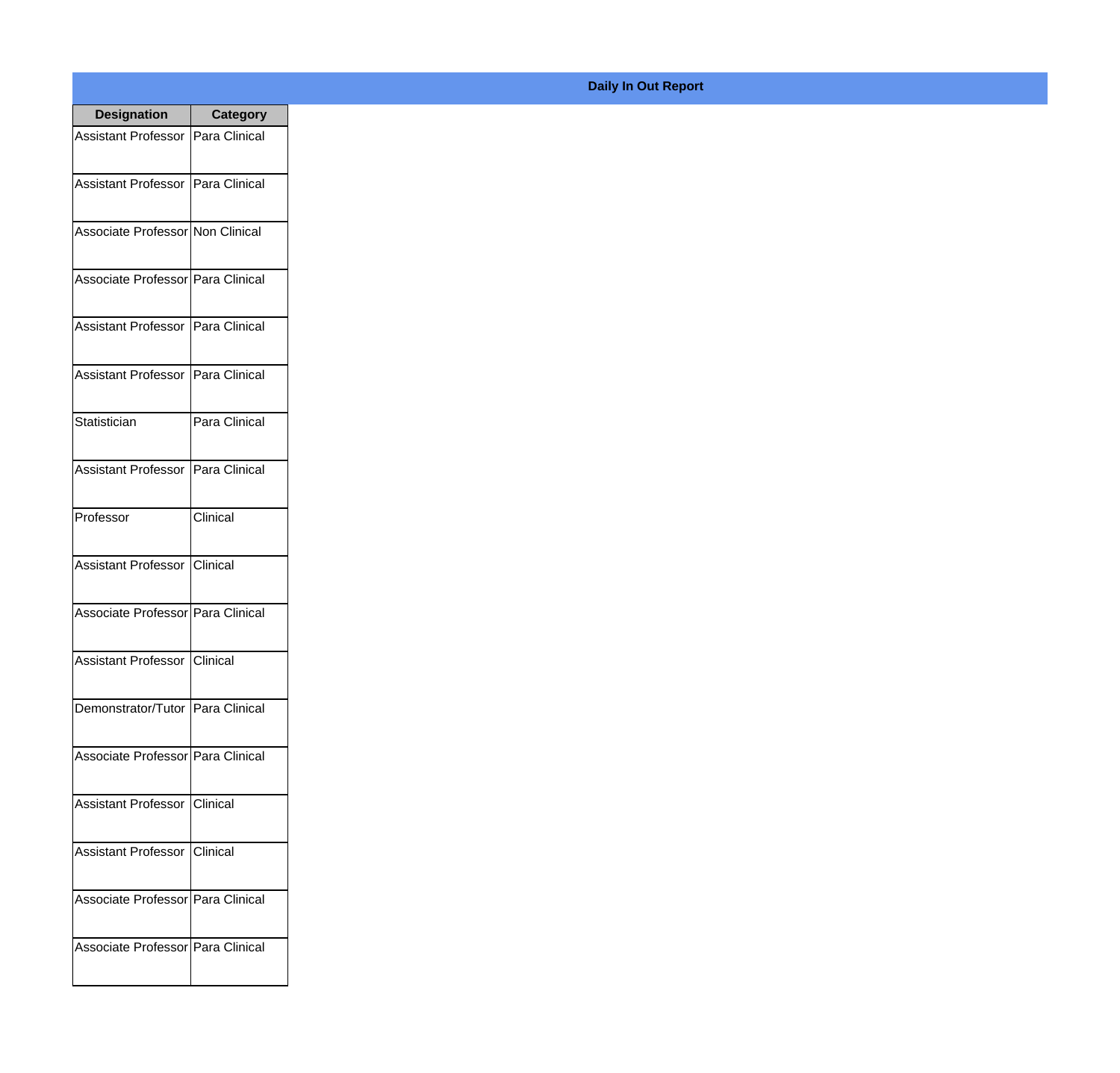**Daily In Out Report**

| Designation | Category |
|---|---|
| Assistant Professor | Para Clinical |
| Assistant Professor | Para Clinical |
| Associate Professor | Non Clinical |
| Associate Professor | Para Clinical |
| Assistant Professor | Para Clinical |
| Assistant Professor | Para Clinical |
| Statistician | Para Clinical |
| Assistant Professor | Para Clinical |
| Professor | Clinical |
| Assistant Professor | Clinical |
| Associate Professor | Para Clinical |
| Assistant Professor | Clinical |
| Demonstrator/Tutor | Para Clinical |
| Associate Professor | Para Clinical |
| Assistant Professor | Clinical |
| Assistant Professor | Clinical |
| Associate Professor | Para Clinical |
| Associate Professor | Para Clinical |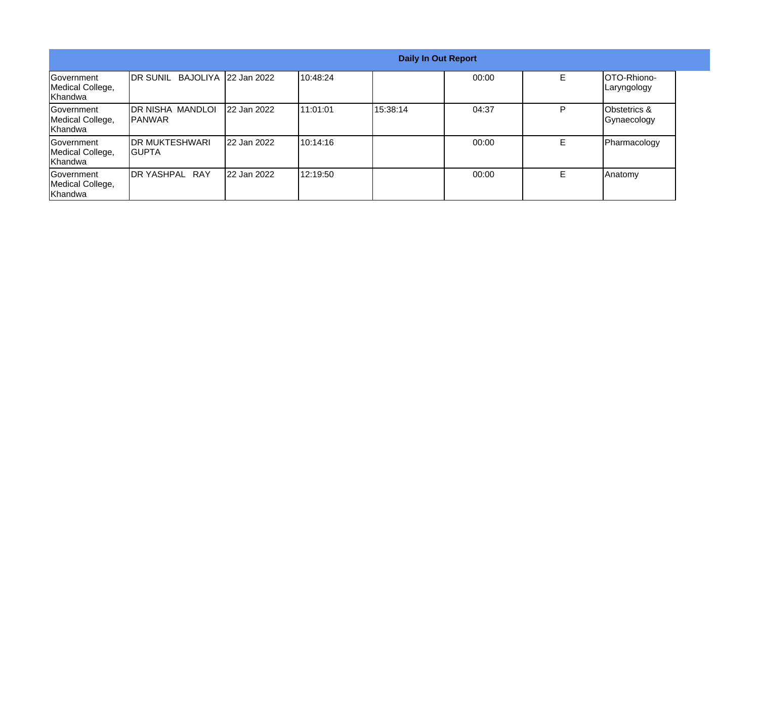**Daily In Out Report**

| | | | | | | | |
|---|---|---|---|---|---|---|---|
| Government Medical College, Khandwa | DR SUNIL BAJOLIYA | 22 Jan 2022 | 10:48:24 | | 00:00 | E | OTO-Rhiono-Laryngology |
| Government Medical College, Khandwa | DR NISHA MANDLOI PANWAR | 22 Jan 2022 | 11:01:01 | 15:38:14 | 04:37 | P | Obstetrics & Gynaecology |
| Government Medical College, Khandwa | DR MUKTESHWARI GUPTA | 22 Jan 2022 | 10:14:16 | | 00:00 | E | Pharmacology |
| Government Medical College, Khandwa | DR YASHPAL RAY | 22 Jan 2022 | 12:19:50 | | 00:00 | E | Anatomy |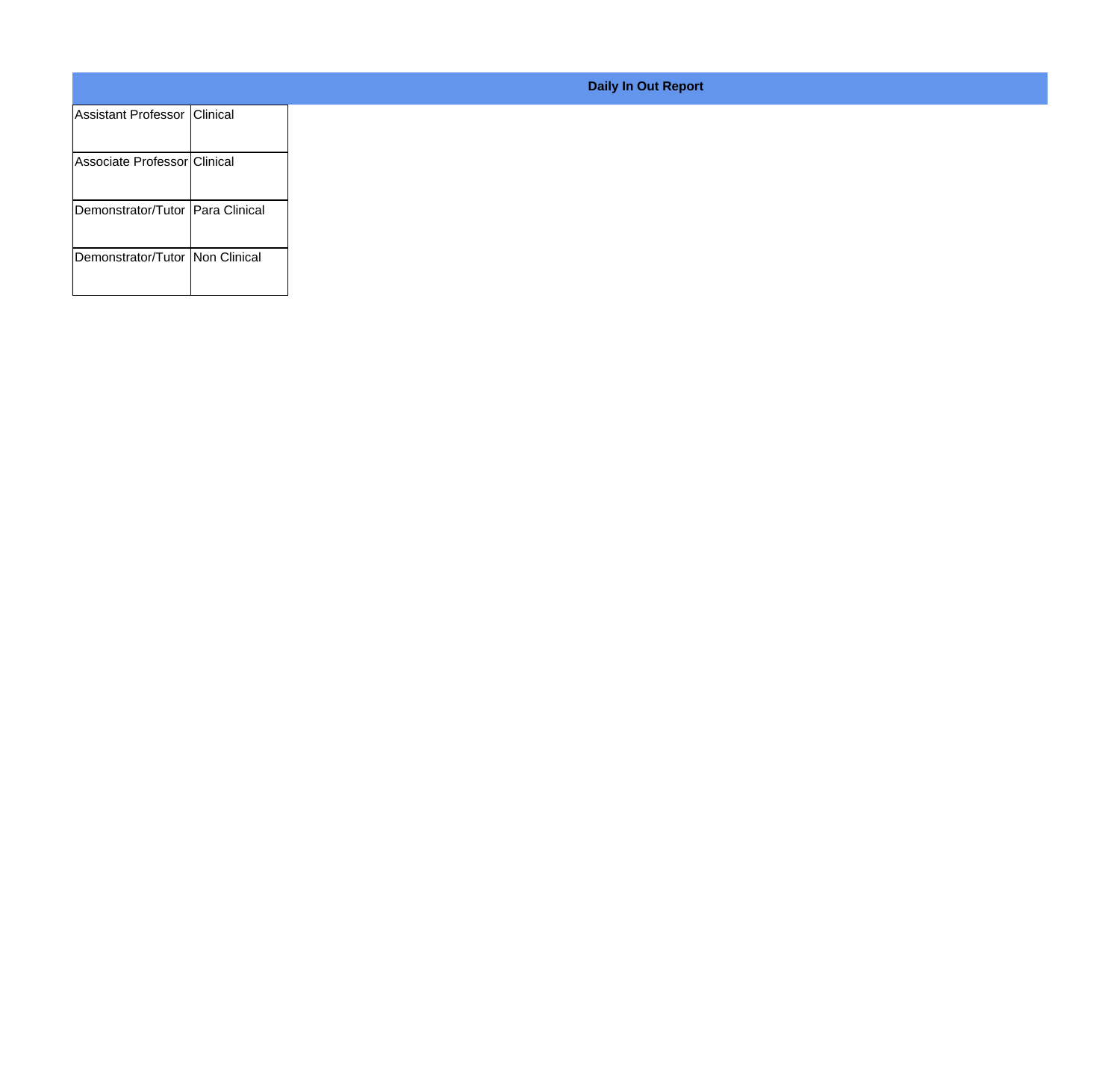**Daily In Out Report**

| | |
|---|---|
| Assistant Professor | Clinical |
| Associate Professor | Clinical |
| Demonstrator/Tutor | Para Clinical |
| Demonstrator/Tutor | Non Clinical |